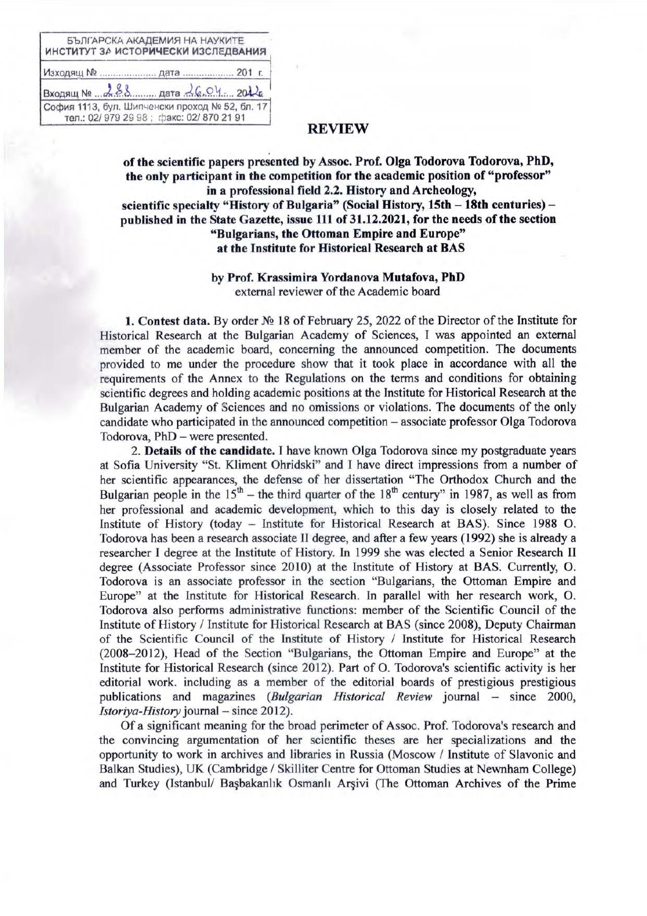| БЪЛГАРСКА АКАДЕМИЯ НА НАУКИТЕ ИНСТИТУТ ЗА ИСТОРИЧЕСКИ ИЗСЛЕДВАНИЯ |
|---|
| Изходящ № .................... дата .................. 201 г. |
| Входящ № ...288......... дата ..26.04.... 2022 |
| София 1113, бул. Шипченски проход № 52, бл. 17 тел.: 02/ 979 29 98 ; факс: 02/ 870 21 91 |

# REVIEW

**of the scientific papers presented by Assoc. Prof. Olga Todorova Todorova, PhD, the only participant in the competition for the academic position of "professor" in a professional field 2.2. History and Archeology, scientific specialty "History of Bulgaria" (Social History, 15th – 18th centuries) – published in the State Gazette, issue 111 of 31.12.2021, for the needs of the section "Bulgarians, the Ottoman Empire and Europe" at the Institute for Historical Research at BAS**

**by Prof. Krassimira Yordanova Mutafova, PhD**
external reviewer of the Academic board

**1. Contest data.** By order № 18 of February 25, 2022 of the Director of the Institute for Historical Research at the Bulgarian Academy of Sciences, I was appointed an external member of the academic board, concerning the announced competition. The documents provided to me under the procedure show that it took place in accordance with all the requirements of the Annex to the Regulations on the terms and conditions for obtaining scientific degrees and holding academic positions at the Institute for Historical Research at the Bulgarian Academy of Sciences and no omissions or violations. The documents of the only candidate who participated in the announced competition – associate professor Olga Todorova Todorova, PhD – were presented.

2. **Details of the candidate.** I have known Olga Todorova since my postgraduate years at Sofia University "St. Kliment Ohridski" and I have direct impressions from a number of her scientific appearances, the defense of her dissertation "The Orthodox Church and the Bulgarian people in the 15th – the third quarter of the 18th century" in 1987, as well as from her professional and academic development, which to this day is closely related to the Institute of History (today – Institute for Historical Research at BAS). Since 1988 O. Todorova has been a research associate II degree, and after a few years (1992) she is already a researcher I degree at the Institute of History. In 1999 she was elected a Senior Research II degree (Associate Professor since 2010) at the Institute of History at BAS. Currently, O. Todorova is an associate professor in the section "Bulgarians, the Ottoman Empire and Europe" at the Institute for Historical Research. In parallel with her research work, O. Todorova also performs administrative functions: member of the Scientific Council of the Institute of History / Institute for Historical Research at BAS (since 2008), Deputy Chairman of the Scientific Council of the Institute of History / Institute for Historical Research (2008–2012), Head of the Section "Bulgarians, the Ottoman Empire and Europe" at the Institute for Historical Research (since 2012). Part of O. Todorova's scientific activity is her editorial work. including as a member of the editorial boards of prestigious prestigious publications and magazines (*Bulgarian Historical Review* journal – since 2000, *Istoriya-History* journal – since 2012).

Of a significant meaning for the broad perimeter of Assoc. Prof. Todorova's research and the convincing argumentation of her scientific theses are her specializations and the opportunity to work in archives and libraries in Russia (Moscow / Institute of Slavonic and Balkan Studies), UK (Cambridge / Skilliter Centre for Ottoman Studies at Newnham College) and Turkey (Istanbul/ Başbakanlık Osmanlı Arşivi (The Ottoman Archives of the Prime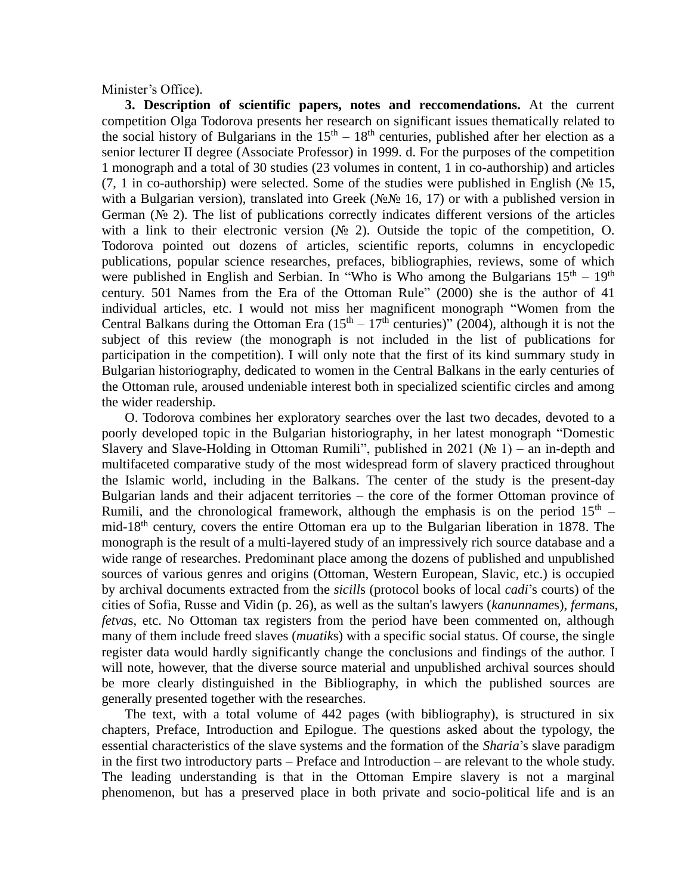Minister's Office).

**3. Description of scientific papers, notes and reccomendations.** At the current competition Olga Todorova presents her research on significant issues thematically related to the social history of Bulgarians in the 15th – 18th centuries, published after her election as a senior lecturer II degree (Associate Professor) in 1999. d. For the purposes of the competition 1 monograph and a total of 30 studies (23 volumes in content, 1 in co-authorship) and articles (7, 1 in co-authorship) were selected. Some of the studies were published in English (№ 15, with a Bulgarian version), translated into Greek (№№ 16, 17) or with a published version in German (№ 2). The list of publications correctly indicates different versions of the articles with a link to their electronic version (№ 2). Outside the topic of the competition, O. Todorova pointed out dozens of articles, scientific reports, columns in encyclopedic publications, popular science researches, prefaces, bibliographies, reviews, some of which were published in English and Serbian. In "Who is Who among the Bulgarians 15th – 19th century. 501 Names from the Era of the Ottoman Rule" (2000) she is the author of 41 individual articles, etc. I would not miss her magnificent monograph "Women from the Central Balkans during the Ottoman Era (15th – 17th centuries)" (2004), although it is not the subject of this review (the monograph is not included in the list of publications for participation in the competition). I will only note that the first of its kind summary study in Bulgarian historiography, dedicated to women in the Central Balkans in the early centuries of the Ottoman rule, aroused undeniable interest both in specialized scientific circles and among the wider readership.

O. Todorova combines her exploratory searches over the last two decades, devoted to a poorly developed topic in the Bulgarian historiography, in her latest monograph "Domestic Slavery and Slave-Holding in Ottoman Rumili", published in 2021 (№ 1) – an in-depth and multifaceted comparative study of the most widespread form of slavery practiced throughout the Islamic world, including in the Balkans. The center of the study is the present-day Bulgarian lands and their adjacent territories – the core of the former Ottoman province of Rumili, and the chronological framework, although the emphasis is on the period 15th – mid-18th century, covers the entire Ottoman era up to the Bulgarian liberation in 1878. The monograph is the result of a multi-layered study of an impressively rich source database and a wide range of researches. Predominant place among the dozens of published and unpublished sources of various genres and origins (Ottoman, Western European, Slavic, etc.) is occupied by archival documents extracted from the *sicill*s (protocol books of local *cadi*'s courts) of the cities of Sofia, Russe and Vidin (p. 26), as well as the sultan's lawyers (*kanunname*s), *ferman*s, *fetva*s, etc. No Ottoman tax registers from the period have been commented on, although many of them include freed slaves (*muatik*s) with a specific social status. Of course, the single register data would hardly significantly change the conclusions and findings of the author. I will note, however, that the diverse source material and unpublished archival sources should be more clearly distinguished in the Bibliography, in which the published sources are generally presented together with the researches.

The text, with a total volume of 442 pages (with bibliography), is structured in six chapters, Preface, Introduction and Epilogue. The questions asked about the typology, the essential characteristics of the slave systems and the formation of the *Sharia*'s slave paradigm in the first two introductory parts – Preface and Introduction – are relevant to the whole study. The leading understanding is that in the Ottoman Empire slavery is not a marginal phenomenon, but has a preserved place in both private and socio-political life and is an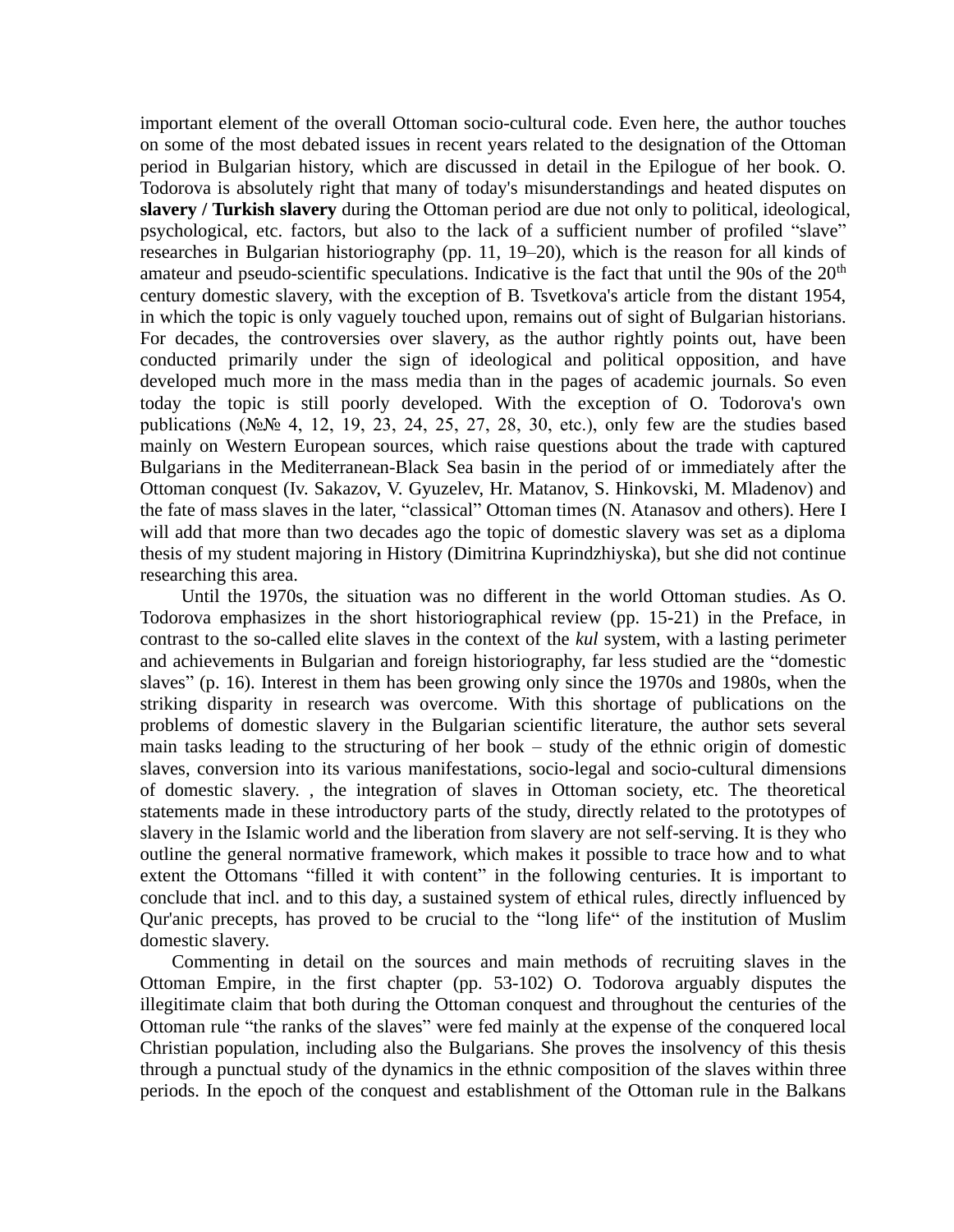important element of the overall Ottoman socio-cultural code. Even here, the author touches on some of the most debated issues in recent years related to the designation of the Ottoman period in Bulgarian history, which are discussed in detail in the Epilogue of her book. O. Todorova is absolutely right that many of today's misunderstandings and heated disputes on **slavery / Turkish slavery** during the Ottoman period are due not only to political, ideological, psychological, etc. factors, but also to the lack of a sufficient number of profiled "slave" researches in Bulgarian historiography (pp. 11, 19–20), which is the reason for all kinds of amateur and pseudo-scientific speculations. Indicative is the fact that until the 90s of the 20th century domestic slavery, with the exception of B. Tsvetkova's article from the distant 1954, in which the topic is only vaguely touched upon, remains out of sight of Bulgarian historians. For decades, the controversies over slavery, as the author rightly points out, have been conducted primarily under the sign of ideological and political opposition, and have developed much more in the mass media than in the pages of academic journals. So even today the topic is still poorly developed. With the exception of O. Todorova's own publications (№№ 4, 12, 19, 23, 24, 25, 27, 28, 30, etc.), only few are the studies based mainly on Western European sources, which raise questions about the trade with captured Bulgarians in the Mediterranean-Black Sea basin in the period of or immediately after the Ottoman conquest (Iv. Sakazov, V. Gyuzelev, Hr. Matanov, S. Hinkovski, M. Mladenov) and the fate of mass slaves in the later, "classical" Ottoman times (N. Atanasov and others). Here I will add that more than two decades ago the topic of domestic slavery was set as a diploma thesis of my student majoring in History (Dimitrina Kuprindzhiyska), but she did not continue researching this area.

Until the 1970s, the situation was no different in the world Ottoman studies. As O. Todorova emphasizes in the short historiographical review (pp. 15-21) in the Preface, in contrast to the so-called elite slaves in the context of the *kul* system, with a lasting perimeter and achievements in Bulgarian and foreign historiography, far less studied are the "domestic slaves" (p. 16). Interest in them has been growing only since the 1970s and 1980s, when the striking disparity in research was overcome. With this shortage of publications on the problems of domestic slavery in the Bulgarian scientific literature, the author sets several main tasks leading to the structuring of her book – study of the ethnic origin of domestic slaves, conversion into its various manifestations, socio-legal and socio-cultural dimensions of domestic slavery. , the integration of slaves in Ottoman society, etc. The theoretical statements made in these introductory parts of the study, directly related to the prototypes of slavery in the Islamic world and the liberation from slavery are not self-serving. It is they who outline the general normative framework, which makes it possible to trace how and to what extent the Ottomans "filled it with content" in the following centuries. It is important to conclude that incl. and to this day, a sustained system of ethical rules, directly influenced by Qur'anic precepts, has proved to be crucial to the "long life" of the institution of Muslim domestic slavery.

Commenting in detail on the sources and main methods of recruiting slaves in the Ottoman Empire, in the first chapter (pp. 53-102) O. Todorova arguably disputes the illegitimate claim that both during the Ottoman conquest and throughout the centuries of the Ottoman rule "the ranks of the slaves" were fed mainly at the expense of the conquered local Christian population, including also the Bulgarians. She proves the insolvency of this thesis through a punctual study of the dynamics in the ethnic composition of the slaves within three periods. In the epoch of the conquest and establishment of the Ottoman rule in the Balkans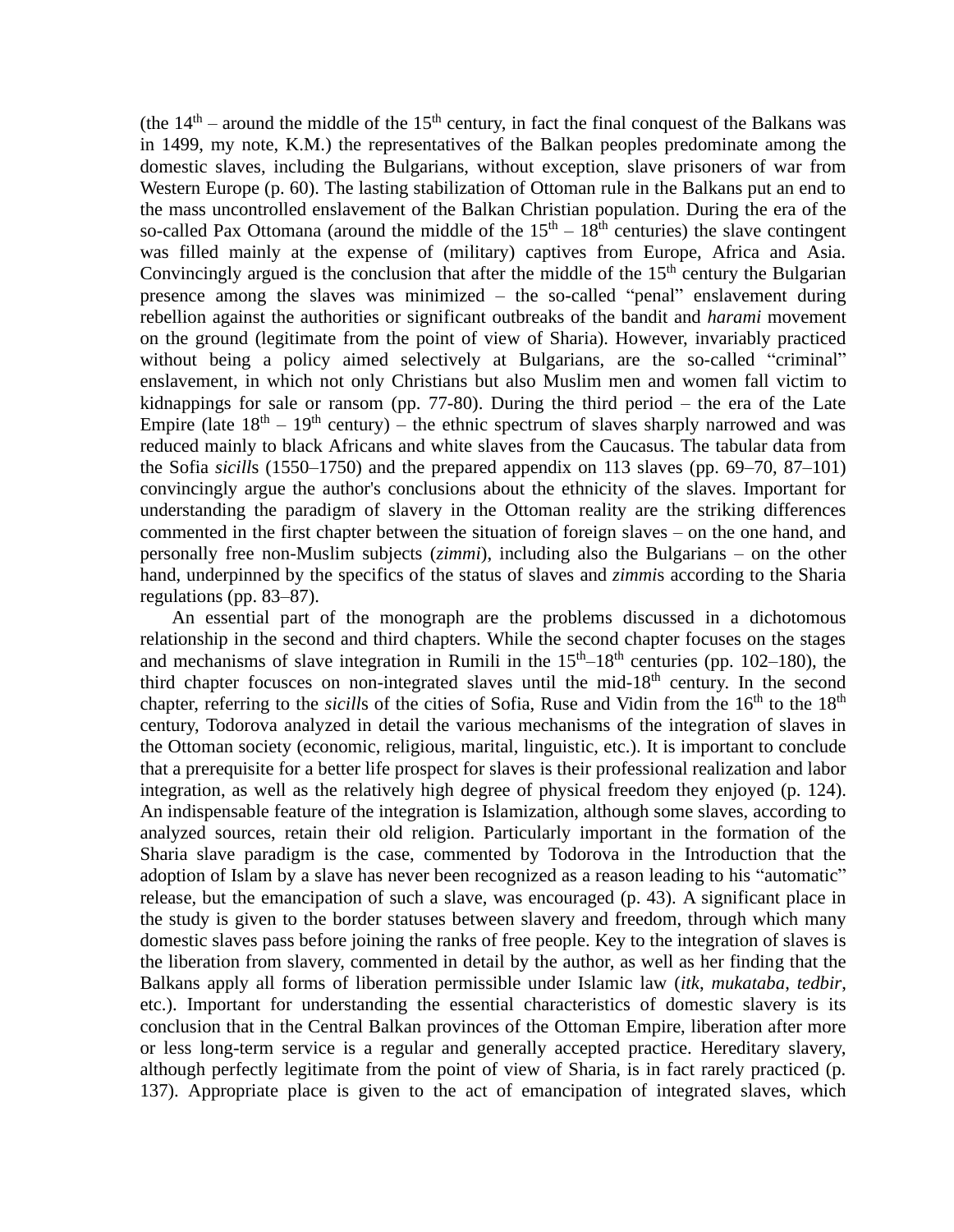(the 14th – around the middle of the 15th century, in fact the final conquest of the Balkans was in 1499, my note, K.M.) the representatives of the Balkan peoples predominate among the domestic slaves, including the Bulgarians, without exception, slave prisoners of war from Western Europe (p. 60). The lasting stabilization of Ottoman rule in the Balkans put an end to the mass uncontrolled enslavement of the Balkan Christian population. During the era of the so-called Pax Ottomana (around the middle of the 15th – 18th centuries) the slave contingent was filled mainly at the expense of (military) captives from Europe, Africa and Asia. Convincingly argued is the conclusion that after the middle of the 15th century the Bulgarian presence among the slaves was minimized – the so-called "penal" enslavement during rebellion against the authorities or significant outbreaks of the bandit and *harami* movement on the ground (legitimate from the point of view of Sharia). However, invariably practiced without being a policy aimed selectively at Bulgarians, are the so-called "criminal" enslavement, in which not only Christians but also Muslim men and women fall victim to kidnappings for sale or ransom (pp. 77-80). During the third period – the era of the Late Empire (late 18th – 19th century) – the ethnic spectrum of slaves sharply narrowed and was reduced mainly to black Africans and white slaves from the Caucasus. The tabular data from the Sofia *sicill*s (1550–1750) and the prepared appendix on 113 slaves (pp. 69–70, 87–101) convincingly argue the author's conclusions about the ethnicity of the slaves. Important for understanding the paradigm of slavery in the Ottoman reality are the striking differences commented in the first chapter between the situation of foreign slaves – on the one hand, and personally free non-Muslim subjects (*zimmi*), including also the Bulgarians – on the other hand, underpinned by the specifics of the status of slaves and *zimmi*s according to the Sharia regulations (pp. 83–87).

An essential part of the monograph are the problems discussed in a dichotomous relationship in the second and third chapters. While the second chapter focuses on the stages and mechanisms of slave integration in Rumili in the 15th–18th centuries (pp. 102–180), the third chapter focusces on non-integrated slaves until the mid-18th century. In the second chapter, referring to the *sicill*s of the cities of Sofia, Ruse and Vidin from the 16th to the 18th century, Todorova analyzed in detail the various mechanisms of the integration of slaves in the Ottoman society (economic, religious, marital, linguistic, etc.). It is important to conclude that a prerequisite for a better life prospect for slaves is their professional realization and labor integration, as well as the relatively high degree of physical freedom they enjoyed (p. 124). An indispensable feature of the integration is Islamization, although some slaves, according to analyzed sources, retain their old religion. Particularly important in the formation of the Sharia slave paradigm is the case, commented by Todorova in the Introduction that the adoption of Islam by a slave has never been recognized as a reason leading to his "automatic" release, but the emancipation of such a slave, was encouraged (p. 43). A significant place in the study is given to the border statuses between slavery and freedom, through which many domestic slaves pass before joining the ranks of free people. Key to the integration of slaves is the liberation from slavery, commented in detail by the author, as well as her finding that the Balkans apply all forms of liberation permissible under Islamic law (*itk*, *mukataba*, *tedbir*, etc.). Important for understanding the essential characteristics of domestic slavery is its conclusion that in the Central Balkan provinces of the Ottoman Empire, liberation after more or less long-term service is a regular and generally accepted practice. Hereditary slavery, although perfectly legitimate from the point of view of Sharia, is in fact rarely practiced (p. 137). Appropriate place is given to the act of emancipation of integrated slaves, which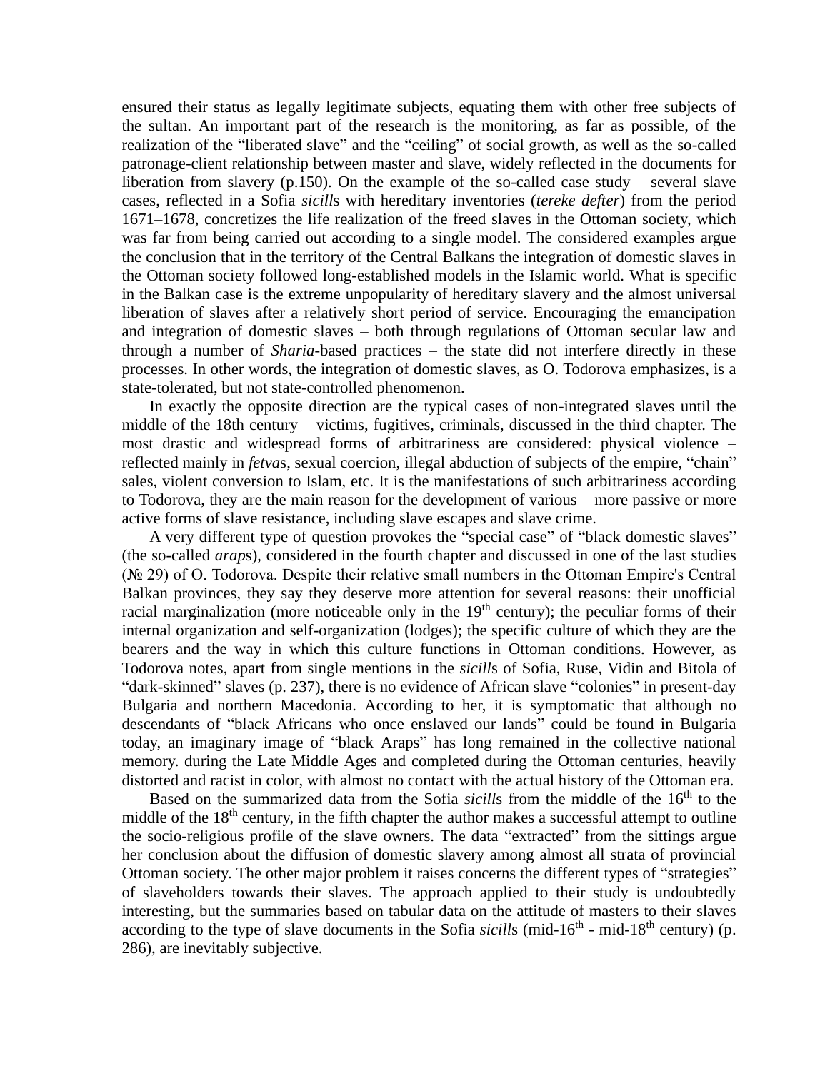ensured their status as legally legitimate subjects, equating them with other free subjects of the sultan. An important part of the research is the monitoring, as far as possible, of the realization of the “liberated slave” and the “ceiling” of social growth, as well as the so-called patronage-client relationship between master and slave, widely reflected in the documents for liberation from slavery (p.150). On the example of the so-called case study – several slave cases, reflected in a Sofia *sicill*s with hereditary inventories (*tereke defter*) from the period 1671–1678, concretizes the life realization of the freed slaves in the Ottoman society, which was far from being carried out according to a single model. The considered examples argue the conclusion that in the territory of the Central Balkans the integration of domestic slaves in the Ottoman society followed long-established models in the Islamic world. What is specific in the Balkan case is the extreme unpopularity of hereditary slavery and the almost universal liberation of slaves after a relatively short period of service. Encouraging the emancipation and integration of domestic slaves – both through regulations of Ottoman secular law and through a number of *Sharia*-based practices – the state did not interfere directly in these processes. In other words, the integration of domestic slaves, as O. Todorova emphasizes, is a state-tolerated, but not state-controlled phenomenon.

In exactly the opposite direction are the typical cases of non-integrated slaves until the middle of the 18th century – victims, fugitives, criminals, discussed in the third chapter. The most drastic and widespread forms of arbitrariness are considered: physical violence – reflected mainly in *fetva*s, sexual coercion, illegal abduction of subjects of the empire, “chain” sales, violent conversion to Islam, etc. It is the manifestations of such arbitrariness according to Todorova, they are the main reason for the development of various – more passive or more active forms of slave resistance, including slave escapes and slave crime.

A very different type of question provokes the “special case” of “black domestic slaves” (the so-called *arap*s), considered in the fourth chapter and discussed in one of the last studies (№ 29) of O. Todorova. Despite their relative small numbers in the Ottoman Empire's Central Balkan provinces, they say they deserve more attention for several reasons: their unofficial racial marginalization (more noticeable only in the 19th century); the peculiar forms of their internal organization and self-organization (lodges); the specific culture of which they are the bearers and the way in which this culture functions in Ottoman conditions. However, as Todorova notes, apart from single mentions in the *sicill*s of Sofia, Ruse, Vidin and Bitola of “dark-skinned” slaves (p. 237), there is no evidence of African slave “colonies” in present-day Bulgaria and northern Macedonia. According to her, it is symptomatic that although no descendants of “black Africans who once enslaved our lands” could be found in Bulgaria today, an imaginary image of “black Araps” has long remained in the collective national memory. during the Late Middle Ages and completed during the Ottoman centuries, heavily distorted and racist in color, with almost no contact with the actual history of the Ottoman era.

Based on the summarized data from the Sofia *sicill*s from the middle of the 16th to the middle of the 18th century, in the fifth chapter the author makes a successful attempt to outline the socio-religious profile of the slave owners. The data “extracted” from the sittings argue her conclusion about the diffusion of domestic slavery among almost all strata of provincial Ottoman society. The other major problem it raises concerns the different types of “strategies” of slaveholders towards their slaves. The approach applied to their study is undoubtedly interesting, but the summaries based on tabular data on the attitude of masters to their slaves according to the type of slave documents in the Sofia *sicill*s (mid-16th - mid-18th century) (p. 286), are inevitably subjective.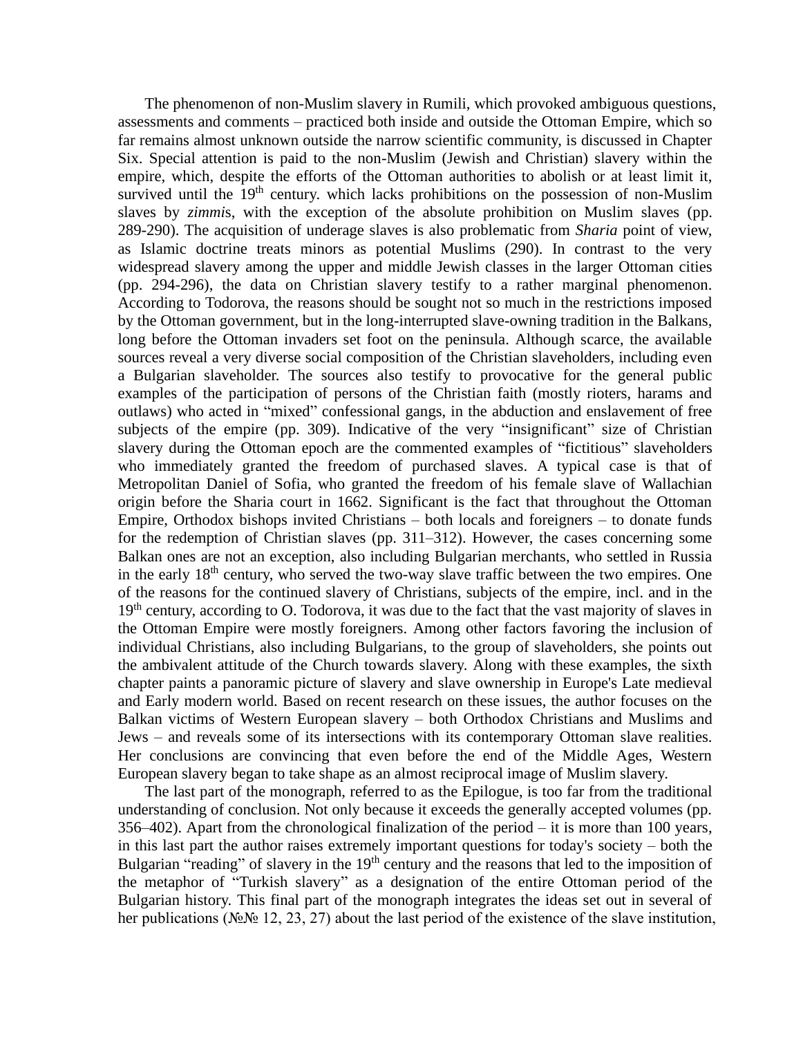The phenomenon of non-Muslim slavery in Rumili, which provoked ambiguous questions, assessments and comments – practiced both inside and outside the Ottoman Empire, which so far remains almost unknown outside the narrow scientific community, is discussed in Chapter Six. Special attention is paid to the non-Muslim (Jewish and Christian) slavery within the empire, which, despite the efforts of the Ottoman authorities to abolish or at least limit it, survived until the 19th century. which lacks prohibitions on the possession of non-Muslim slaves by *zimmi*s, with the exception of the absolute prohibition on Muslim slaves (pp. 289-290). The acquisition of underage slaves is also problematic from *Sharia* point of view, as Islamic doctrine treats minors as potential Muslims (290). In contrast to the very widespread slavery among the upper and middle Jewish classes in the larger Ottoman cities (pp. 294-296), the data on Christian slavery testify to a rather marginal phenomenon. According to Todorova, the reasons should be sought not so much in the restrictions imposed by the Ottoman government, but in the long-interrupted slave-owning tradition in the Balkans, long before the Ottoman invaders set foot on the peninsula. Although scarce, the available sources reveal a very diverse social composition of the Christian slaveholders, including even a Bulgarian slaveholder. The sources also testify to provocative for the general public examples of the participation of persons of the Christian faith (mostly rioters, harams and outlaws) who acted in "mixed" confessional gangs, in the abduction and enslavement of free subjects of the empire (pp. 309). Indicative of the very "insignificant" size of Christian slavery during the Ottoman epoch are the commented examples of "fictitious" slaveholders who immediately granted the freedom of purchased slaves. A typical case is that of Metropolitan Daniel of Sofia, who granted the freedom of his female slave of Wallachian origin before the Sharia court in 1662. Significant is the fact that throughout the Ottoman Empire, Orthodox bishops invited Christians – both locals and foreigners – to donate funds for the redemption of Christian slaves (pp. 311–312). However, the cases concerning some Balkan ones are not an exception, also including Bulgarian merchants, who settled in Russia in the early 18th century, who served the two-way slave traffic between the two empires. One of the reasons for the continued slavery of Christians, subjects of the empire, incl. and in the 19th century, according to O. Todorova, it was due to the fact that the vast majority of slaves in the Ottoman Empire were mostly foreigners. Among other factors favoring the inclusion of individual Christians, also including Bulgarians, to the group of slaveholders, she points out the ambivalent attitude of the Church towards slavery. Along with these examples, the sixth chapter paints a panoramic picture of slavery and slave ownership in Europe's Late medieval and Early modern world. Based on recent research on these issues, the author focuses on the Balkan victims of Western European slavery – both Orthodox Christians and Muslims and Jews – and reveals some of its intersections with its contemporary Ottoman slave realities. Her conclusions are convincing that even before the end of the Middle Ages, Western European slavery began to take shape as an almost reciprocal image of Muslim slavery.

The last part of the monograph, referred to as the Epilogue, is too far from the traditional understanding of conclusion. Not only because it exceeds the generally accepted volumes (pp. 356–402). Apart from the chronological finalization of the period – it is more than 100 years, in this last part the author raises extremely important questions for today's society – both the Bulgarian "reading" of slavery in the 19th century and the reasons that led to the imposition of the metaphor of "Turkish slavery" as a designation of the entire Ottoman period of the Bulgarian history. This final part of the monograph integrates the ideas set out in several of her publications (№№ 12, 23, 27) about the last period of the existence of the slave institution,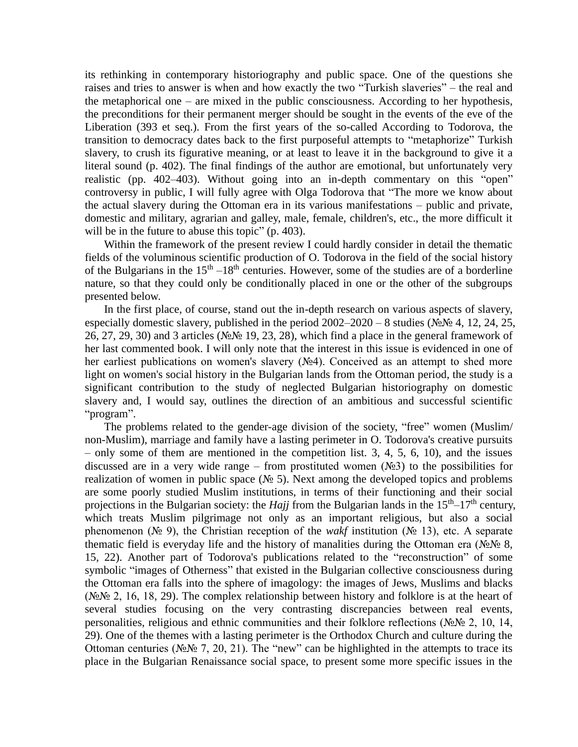its rethinking in contemporary historiography and public space. One of the questions she raises and tries to answer is when and how exactly the two "Turkish slaveries" – the real and the metaphorical one – are mixed in the public consciousness. According to her hypothesis, the preconditions for their permanent merger should be sought in the events of the eve of the Liberation (393 et seq.). From the first years of the so-called According to Todorova, the transition to democracy dates back to the first purposeful attempts to "metaphorize" Turkish slavery, to crush its figurative meaning, or at least to leave it in the background to give it a literal sound (p. 402). The final findings of the author are emotional, but unfortunately very realistic (pp. 402–403). Without going into an in-depth commentary on this "open" controversy in public, I will fully agree with Olga Todorova that "The more we know about the actual slavery during the Ottoman era in its various manifestations – public and private, domestic and military, agrarian and galley, male, female, children's, etc., the more difficult it will be in the future to abuse this topic" (p. 403).

Within the framework of the present review I could hardly consider in detail the thematic fields of the voluminous scientific production of O. Todorova in the field of the social history of the Bulgarians in the 15th –18th centuries. However, some of the studies are of a borderline nature, so that they could only be conditionally placed in one or the other of the subgroups presented below.

In the first place, of course, stand out the in-depth research on various aspects of slavery, especially domestic slavery, published in the period 2002–2020 – 8 studies (№№ 4, 12, 24, 25, 26, 27, 29, 30) and 3 articles (№№ 19, 23, 28), which find a place in the general framework of her last commented book. I will only note that the interest in this issue is evidenced in one of her earliest publications on women's slavery (№4). Conceived as an attempt to shed more light on women's social history in the Bulgarian lands from the Ottoman period, the study is a significant contribution to the study of neglected Bulgarian historiography on domestic slavery and, I would say, outlines the direction of an ambitious and successful scientific "program".

The problems related to the gender-age division of the society, "free" women (Muslim/ non-Muslim), marriage and family have a lasting perimeter in O. Todorova's creative pursuits – only some of them are mentioned in the competition list. 3, 4, 5, 6, 10), and the issues discussed are in a very wide range – from prostituted women (№3) to the possibilities for realization of women in public space (№ 5). Next among the developed topics and problems are some poorly studied Muslim institutions, in terms of their functioning and their social projections in the Bulgarian society: the *Hajj* from the Bulgarian lands in the 15th–17th century, which treats Muslim pilgrimage not only as an important religious, but also a social phenomenon (№ 9), the Christian reception of the *wakf* institution (№ 13), etc. A separate thematic field is everyday life and the history of manalities during the Ottoman era (№№ 8, 15, 22). Another part of Todorova's publications related to the "reconstruction" of some symbolic "images of Otherness" that existed in the Bulgarian collective consciousness during the Ottoman era falls into the sphere of imagology: the images of Jews, Muslims and blacks (№№ 2, 16, 18, 29). The complex relationship between history and folklore is at the heart of several studies focusing on the very contrasting discrepancies between real events, personalities, religious and ethnic communities and their folklore reflections (№№ 2, 10, 14, 29). One of the themes with a lasting perimeter is the Orthodox Church and culture during the Ottoman centuries (№№ 7, 20, 21). The "new" can be highlighted in the attempts to trace its place in the Bulgarian Renaissance social space, to present some more specific issues in the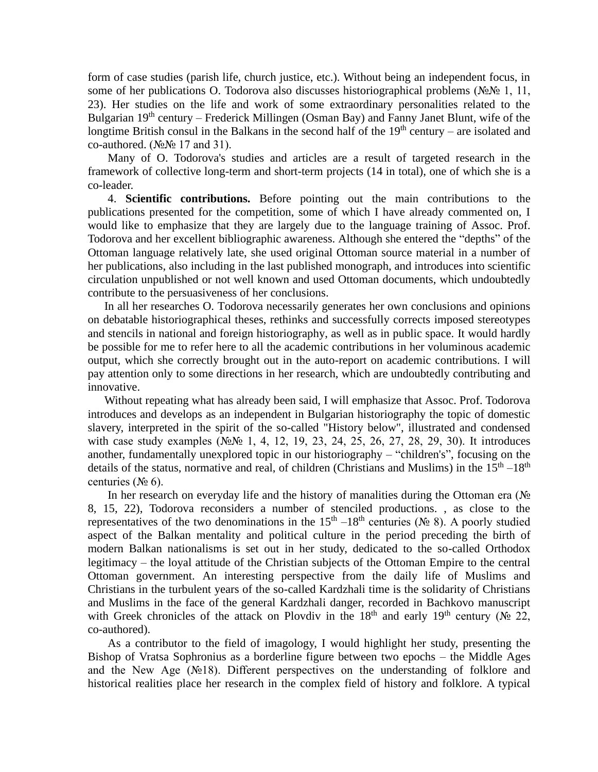form of case studies (parish life, church justice, etc.). Without being an independent focus, in some of her publications O. Todorova also discusses historiographical problems (№№ 1, 11, 23). Her studies on the life and work of some extraordinary personalities related to the Bulgarian 19th century – Frederick Millingen (Osman Bay) and Fanny Janet Blunt, wife of the longtime British consul in the Balkans in the second half of the 19th century – are isolated and co-authored. (№№ 17 and 31).

Many of O. Todorova's studies and articles are a result of targeted research in the framework of collective long-term and short-term projects (14 in total), one of which she is a co-leader.

4. **Scientific contributions.** Before pointing out the main contributions to the publications presented for the competition, some of which I have already commented on, I would like to emphasize that they are largely due to the language training of Assoc. Prof. Todorova and her excellent bibliographic awareness. Although she entered the "depths" of the Ottoman language relatively late, she used original Ottoman source material in a number of her publications, also including in the last published monograph, and introduces into scientific circulation unpublished or not well known and used Ottoman documents, which undoubtedly contribute to the persuasiveness of her conclusions.

In all her researches O. Todorova necessarily generates her own conclusions and opinions on debatable historiographical theses, rethinks and successfully corrects imposed stereotypes and stencils in national and foreign historiography, as well as in public space. It would hardly be possible for me to refer here to all the academic contributions in her voluminous academic output, which she correctly brought out in the auto-report on academic contributions. I will pay attention only to some directions in her research, which are undoubtedly contributing and innovative.

Without repeating what has already been said, I will emphasize that Assoc. Prof. Todorova introduces and develops as an independent in Bulgarian historiography the topic of domestic slavery, interpreted in the spirit of the so-called "History below", illustrated and condensed with case study examples (№№ 1, 4, 12, 19, 23, 24, 25, 26, 27, 28, 29, 30). It introduces another, fundamentally unexplored topic in our historiography – "children's", focusing on the details of the status, normative and real, of children (Christians and Muslims) in the 15th –18th centuries (№ 6).

In her research on everyday life and the history of manalities during the Ottoman era (№ 8, 15, 22), Todorova reconsiders a number of stenciled productions. , as close to the representatives of the two denominations in the 15th –18th centuries (№ 8). A poorly studied aspect of the Balkan mentality and political culture in the period preceding the birth of modern Balkan nationalisms is set out in her study, dedicated to the so-called Orthodox legitimacy – the loyal attitude of the Christian subjects of the Ottoman Empire to the central Ottoman government. An interesting perspective from the daily life of Muslims and Christians in the turbulent years of the so-called Kardzhali time is the solidarity of Christians and Muslims in the face of the general Kardzhali danger, recorded in Bachkovo manuscript with Greek chronicles of the attack on Plovdiv in the 18th and early 19th century (№ 22, co-authored).

As a contributor to the field of imagology, I would highlight her study, presenting the Bishop of Vratsa Sophronius as a borderline figure between two epochs – the Middle Ages and the New Age (№18). Different perspectives on the understanding of folklore and historical realities place her research in the complex field of history and folklore. A typical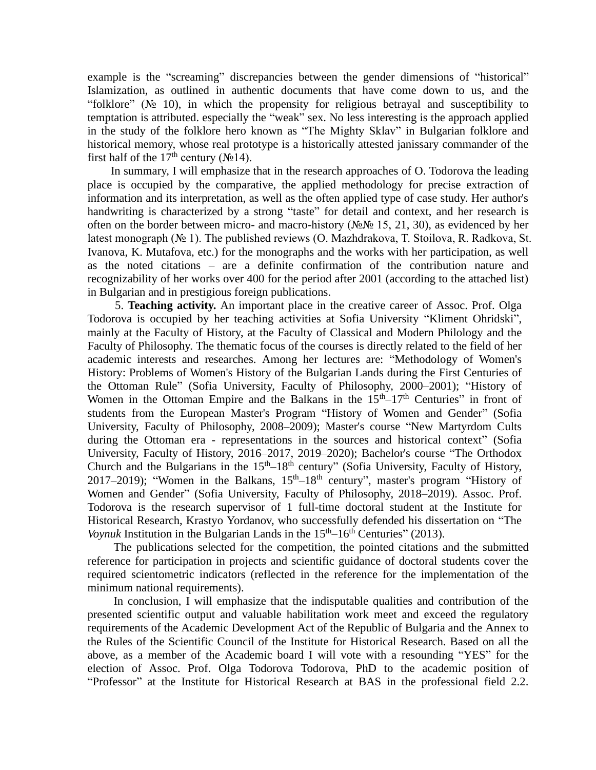example is the "screaming" discrepancies between the gender dimensions of "historical" Islamization, as outlined in authentic documents that have come down to us, and the "folklore" (№ 10), in which the propensity for religious betrayal and susceptibility to temptation is attributed. especially the "weak" sex. No less interesting is the approach applied in the study of the folklore hero known as "The Mighty Sklav" in Bulgarian folklore and historical memory, whose real prototype is a historically attested janissary commander of the first half of the 17th century (№14).

In summary, I will emphasize that in the research approaches of O. Todorova the leading place is occupied by the comparative, the applied methodology for precise extraction of information and its interpretation, as well as the often applied type of case study. Her author's handwriting is characterized by a strong "taste" for detail and context, and her research is often on the border between micro- and macro-history (№№ 15, 21, 30), as evidenced by her latest monograph (№ 1). The published reviews (O. Mazhdrakova, T. Stoilova, R. Radkova, St. Ivanova, K. Mutafova, etc.) for the monographs and the works with her participation, as well as the noted citations – are a definite confirmation of the contribution nature and recognizability of her works over 400 for the period after 2001 (according to the attached list) in Bulgarian and in prestigious foreign publications.

5. **Teaching activity.** An important place in the creative career of Assoc. Prof. Olga Todorova is occupied by her teaching activities at Sofia University "Kliment Ohridski", mainly at the Faculty of History, at the Faculty of Classical and Modern Philology and the Faculty of Philosophy. The thematic focus of the courses is directly related to the field of her academic interests and researches. Among her lectures are: "Methodology of Women's History: Problems of Women's History of the Bulgarian Lands during the First Centuries of the Ottoman Rule" (Sofia University, Faculty of Philosophy, 2000–2001); "History of Women in the Ottoman Empire and the Balkans in the 15th–17th Centuries" in front of students from the European Master's Program "History of Women and Gender" (Sofia University, Faculty of Philosophy, 2008–2009); Master's course "New Martyrdom Cults during the Ottoman era - representations in the sources and historical context" (Sofia University, Faculty of History, 2016–2017, 2019–2020); Bachelor's course "The Orthodox Church and the Bulgarians in the 15th–18th century" (Sofia University, Faculty of History, 2017–2019); "Women in the Balkans, 15th–18th century", master's program "History of Women and Gender" (Sofia University, Faculty of Philosophy, 2018–2019). Assoc. Prof. Todorova is the research supervisor of 1 full-time doctoral student at the Institute for Historical Research, Krastyo Yordanov, who successfully defended his dissertation on "The *Voynuk* Institution in the Bulgarian Lands in the 15th–16th Centuries" (2013).

The publications selected for the competition, the pointed citations and the submitted reference for participation in projects and scientific guidance of doctoral students cover the required scientometric indicators (reflected in the reference for the implementation of the minimum national requirements).

In conclusion, I will emphasize that the indisputable qualities and contribution of the presented scientific output and valuable habilitation work meet and exceed the regulatory requirements of the Academic Development Act of the Republic of Bulgaria and the Annex to the Rules of the Scientific Council of the Institute for Historical Research. Based on all the above, as a member of the Academic board I will vote with a resounding "YES" for the election of Assoc. Prof. Olga Todorova Todorova, PhD to the academic position of "Professor" at the Institute for Historical Research at BAS in the professional field 2.2.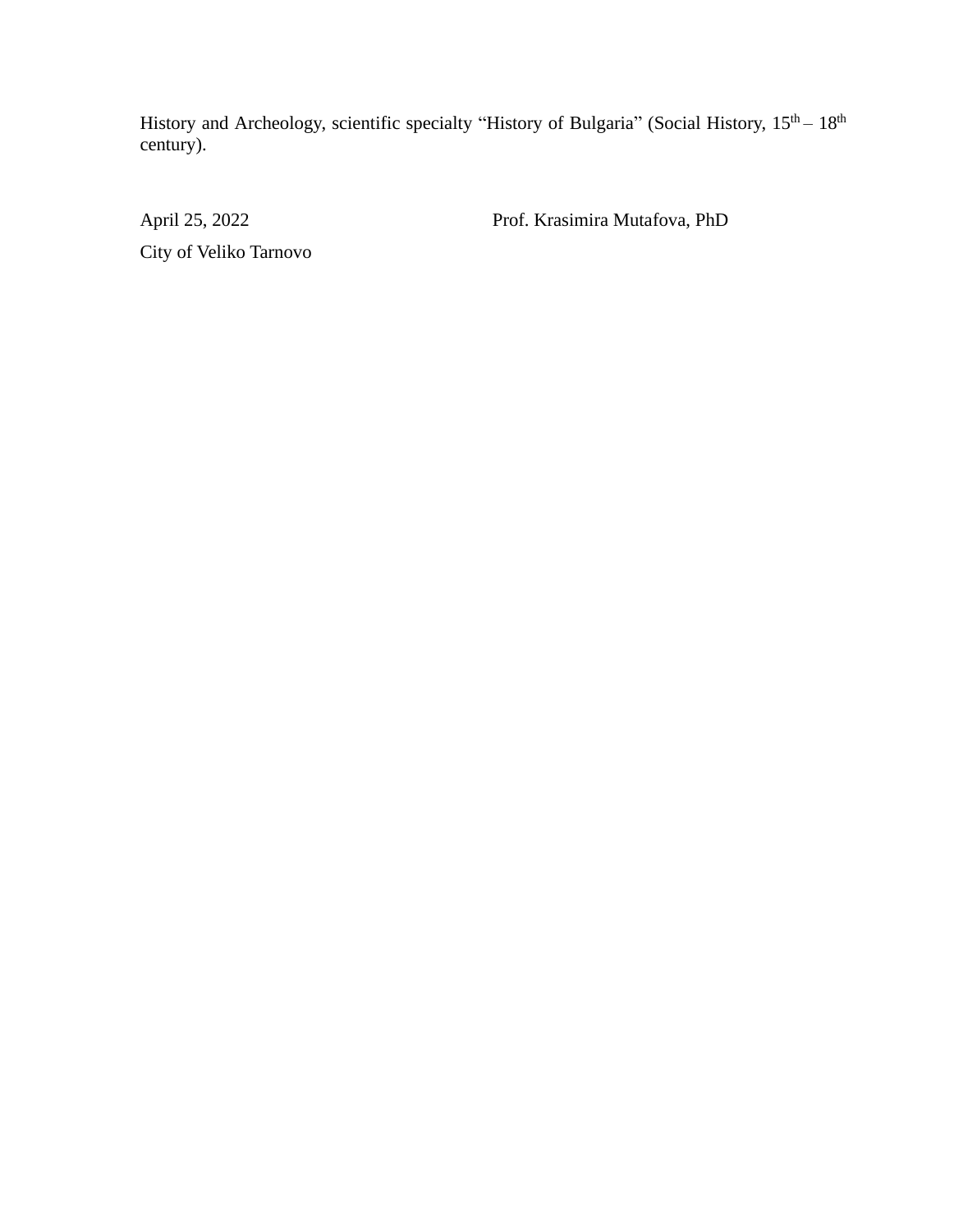History and Archeology, scientific specialty “History of Bulgaria” (Social History, 15$^{th}$ – 18$^{th}$ century).

April 25, 2022 Prof. Krasimira Mutafova, PhD

City of Veliko Tarnovo